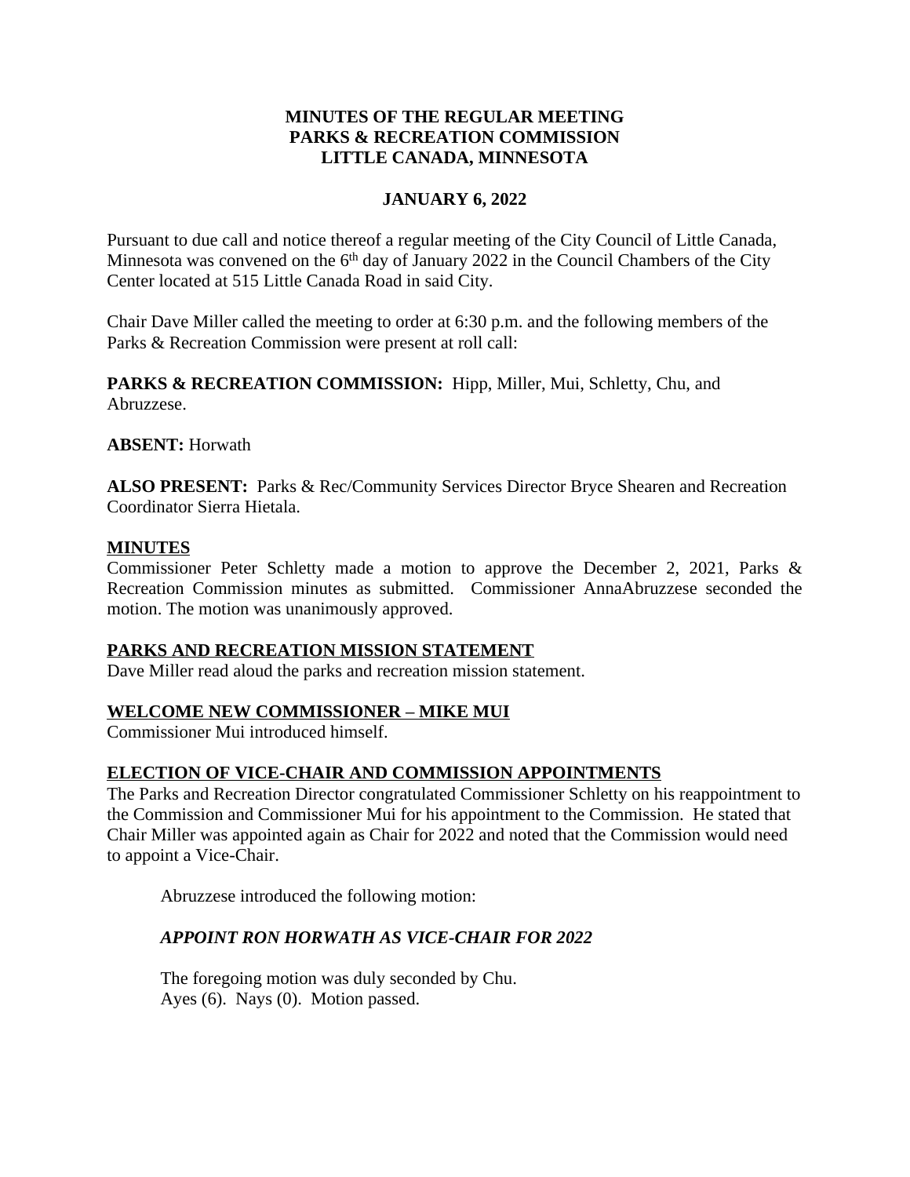**MINUTES OF THE REGULAR MEETING**
**PARKS & RECREATION COMMISSION**
**LITTLE CANADA, MINNESOTA**

**JANUARY 6, 2022**

Pursuant to due call and notice thereof a regular meeting of the City Council of Little Canada, Minnesota was convened on the 6th day of January 2022 in the Council Chambers of the City Center located at 515 Little Canada Road in said City.

Chair Dave Miller called the meeting to order at 6:30 p.m. and the following members of the Parks & Recreation Commission were present at roll call:

**PARKS & RECREATION COMMISSION:** Hipp, Miller, Mui, Schletty, Chu, and Abruzzese.

**ABSENT:** Horwath

**ALSO PRESENT:** Parks & Rec/Community Services Director Bryce Shearen and Recreation Coordinator Sierra Hietala.

**MINUTES**

Commissioner Peter Schletty made a motion to approve the December 2, 2021, Parks & Recreation Commission minutes as submitted. Commissioner AnnaAbruzzese seconded the motion. The motion was unanimously approved.

**PARKS AND RECREATION MISSION STATEMENT**

Dave Miller read aloud the parks and recreation mission statement.

**WELCOME NEW COMMISSIONER – MIKE MUI**

Commissioner Mui introduced himself.

**ELECTION OF VICE-CHAIR AND COMMISSION APPOINTMENTS**

The Parks and Recreation Director congratulated Commissioner Schletty on his reappointment to the Commission and Commissioner Mui for his appointment to the Commission. He stated that Chair Miller was appointed again as Chair for 2022 and noted that the Commission would need to appoint a Vice-Chair.

Abruzzese introduced the following motion:

***APPOINT RON HORWATH AS VICE-CHAIR FOR 2022***

The foregoing motion was duly seconded by Chu.
Ayes (6). Nays (0). Motion passed.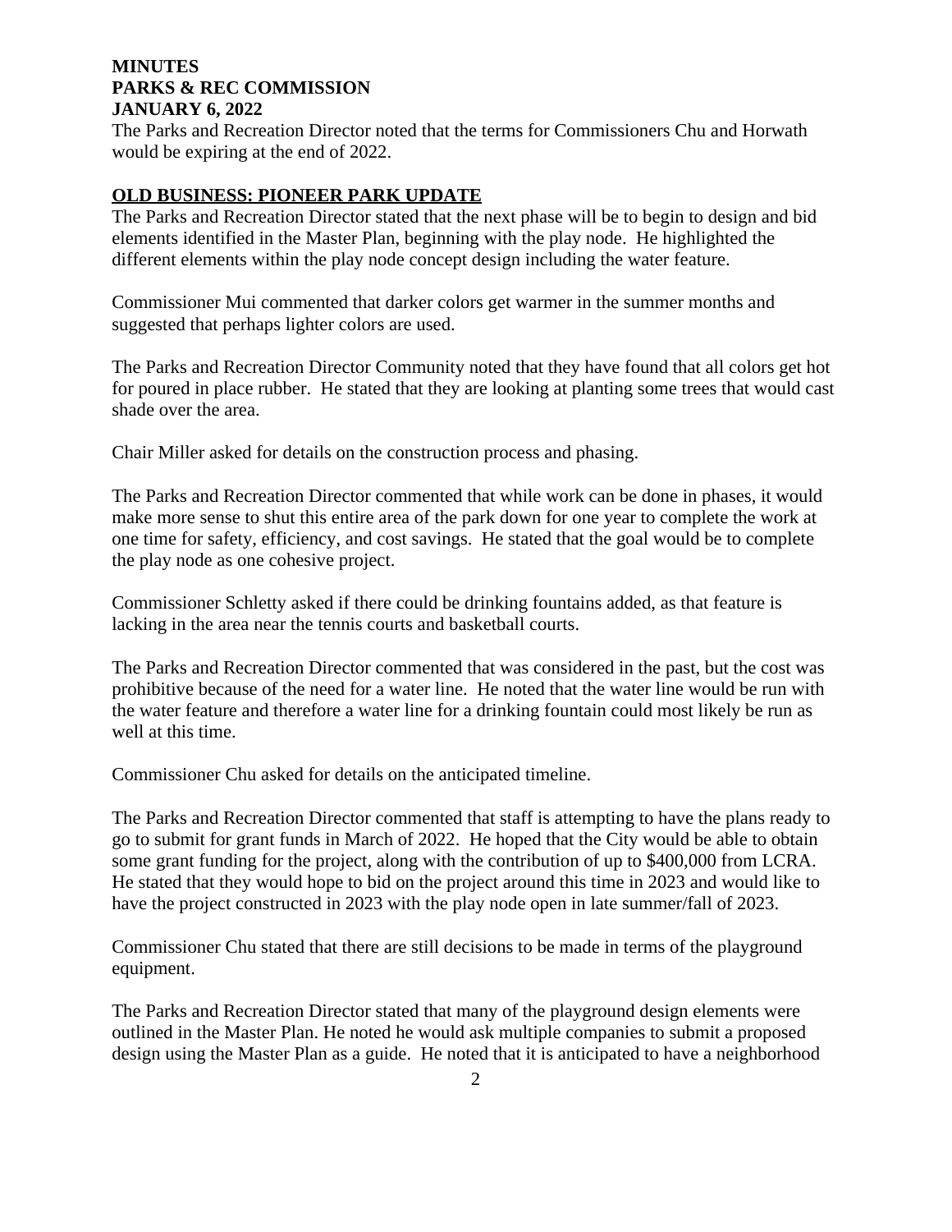**MINUTES**
**PARKS & REC COMMISSION**
**JANUARY 6, 2022**

The Parks and Recreation Director noted that the terms for Commissioners Chu and Horwath would be expiring at the end of 2022.

## OLD BUSINESS: PIONEER PARK UPDATE

The Parks and Recreation Director stated that the next phase will be to begin to design and bid elements identified in the Master Plan, beginning with the play node. He highlighted the different elements within the play node concept design including the water feature.

Commissioner Mui commented that darker colors get warmer in the summer months and suggested that perhaps lighter colors are used.

The Parks and Recreation Director Community noted that they have found that all colors get hot for poured in place rubber. He stated that they are looking at planting some trees that would cast shade over the area.

Chair Miller asked for details on the construction process and phasing.

The Parks and Recreation Director commented that while work can be done in phases, it would make more sense to shut this entire area of the park down for one year to complete the work at one time for safety, efficiency, and cost savings. He stated that the goal would be to complete the play node as one cohesive project.

Commissioner Schletty asked if there could be drinking fountains added, as that feature is lacking in the area near the tennis courts and basketball courts.

The Parks and Recreation Director commented that was considered in the past, but the cost was prohibitive because of the need for a water line. He noted that the water line would be run with the water feature and therefore a water line for a drinking fountain could most likely be run as well at this time.

Commissioner Chu asked for details on the anticipated timeline.

The Parks and Recreation Director commented that staff is attempting to have the plans ready to go to submit for grant funds in March of 2022. He hoped that the City would be able to obtain some grant funding for the project, along with the contribution of up to $400,000 from LCRA. He stated that they would hope to bid on the project around this time in 2023 and would like to have the project constructed in 2023 with the play node open in late summer/fall of 2023.

Commissioner Chu stated that there are still decisions to be made in terms of the playground equipment.

The Parks and Recreation Director stated that many of the playground design elements were outlined in the Master Plan. He noted he would ask multiple companies to submit a proposed design using the Master Plan as a guide. He noted that it is anticipated to have a neighborhood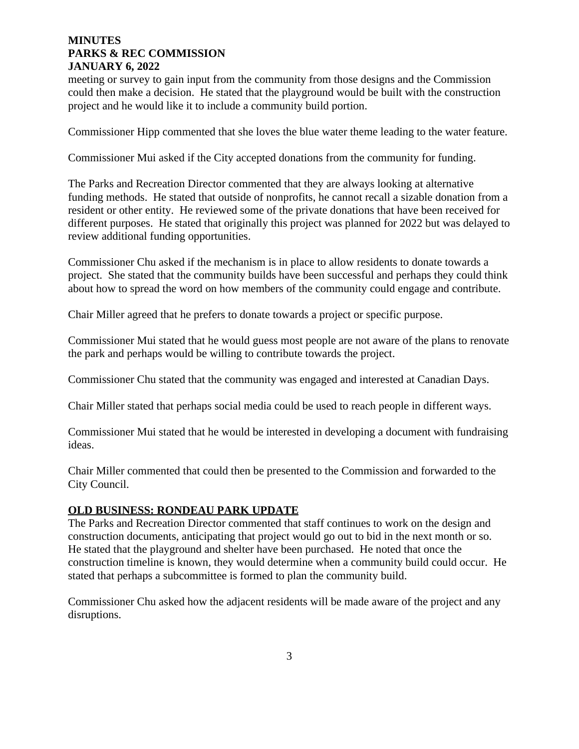meeting or survey to gain input from the community from those designs and the Commission could then make a decision. He stated that the playground would be built with the construction project and he would like it to include a community build portion.

Commissioner Hipp commented that she loves the blue water theme leading to the water feature.

Commissioner Mui asked if the City accepted donations from the community for funding.

The Parks and Recreation Director commented that they are always looking at alternative funding methods. He stated that outside of nonprofits, he cannot recall a sizable donation from a resident or other entity. He reviewed some of the private donations that have been received for different purposes. He stated that originally this project was planned for 2022 but was delayed to review additional funding opportunities.

Commissioner Chu asked if the mechanism is in place to allow residents to donate towards a project. She stated that the community builds have been successful and perhaps they could think about how to spread the word on how members of the community could engage and contribute.

Chair Miller agreed that he prefers to donate towards a project or specific purpose.

Commissioner Mui stated that he would guess most people are not aware of the plans to renovate the park and perhaps would be willing to contribute towards the project.

Commissioner Chu stated that the community was engaged and interested at Canadian Days.

Chair Miller stated that perhaps social media could be used to reach people in different ways.

Commissioner Mui stated that he would be interested in developing a document with fundraising ideas.

Chair Miller commented that could then be presented to the Commission and forwarded to the City Council.

**<u>OLD BUSINESS: RONDEAU PARK UPDATE</u>**

The Parks and Recreation Director commented that staff continues to work on the design and construction documents, anticipating that project would go out to bid in the next month or so. He stated that the playground and shelter have been purchased. He noted that once the construction timeline is known, they would determine when a community build could occur. He stated that perhaps a subcommittee is formed to plan the community build.

Commissioner Chu asked how the adjacent residents will be made aware of the project and any disruptions.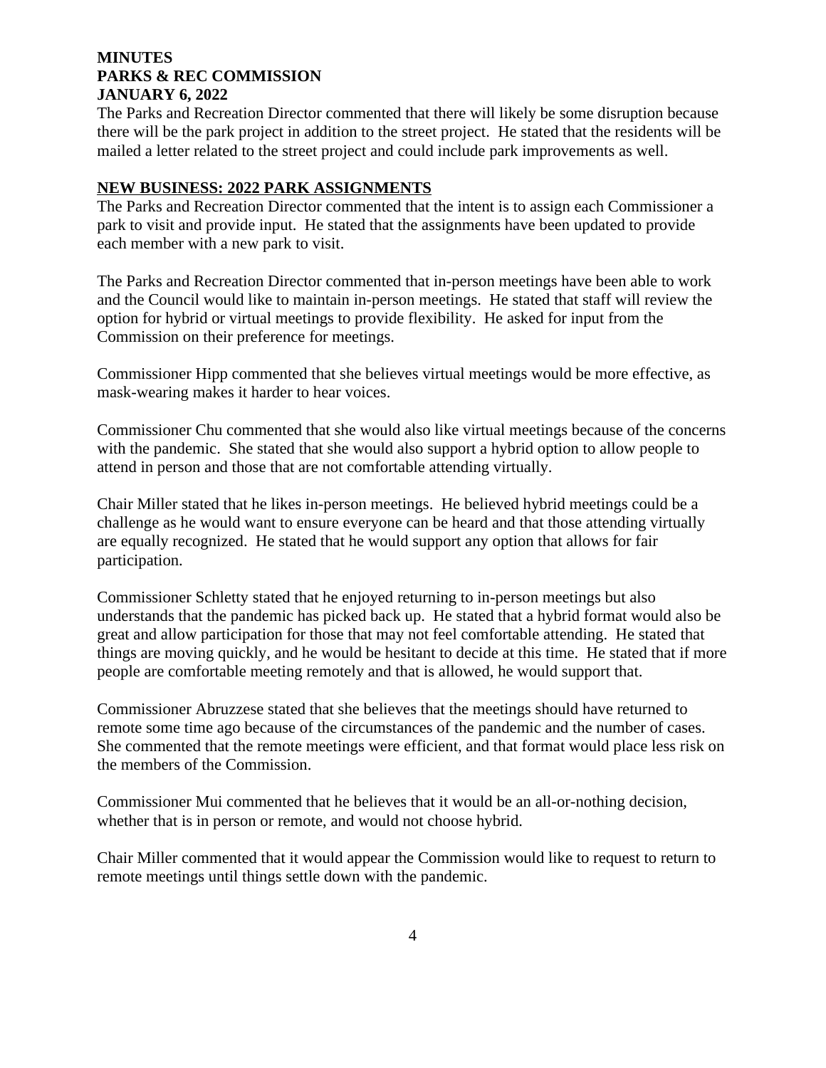The Parks and Recreation Director commented that there will likely be some disruption because there will be the park project in addition to the street project. He stated that the residents will be mailed a letter related to the street project and could include park improvements as well.

## NEW BUSINESS: 2022 PARK ASSIGNMENTS

The Parks and Recreation Director commented that the intent is to assign each Commissioner a park to visit and provide input. He stated that the assignments have been updated to provide each member with a new park to visit.

The Parks and Recreation Director commented that in-person meetings have been able to work and the Council would like to maintain in-person meetings. He stated that staff will review the option for hybrid or virtual meetings to provide flexibility. He asked for input from the Commission on their preference for meetings.

Commissioner Hipp commented that she believes virtual meetings would be more effective, as mask-wearing makes it harder to hear voices.

Commissioner Chu commented that she would also like virtual meetings because of the concerns with the pandemic. She stated that she would also support a hybrid option to allow people to attend in person and those that are not comfortable attending virtually.

Chair Miller stated that he likes in-person meetings. He believed hybrid meetings could be a challenge as he would want to ensure everyone can be heard and that those attending virtually are equally recognized. He stated that he would support any option that allows for fair participation.

Commissioner Schletty stated that he enjoyed returning to in-person meetings but also understands that the pandemic has picked back up. He stated that a hybrid format would also be great and allow participation for those that may not feel comfortable attending. He stated that things are moving quickly, and he would be hesitant to decide at this time. He stated that if more people are comfortable meeting remotely and that is allowed, he would support that.

Commissioner Abruzzese stated that she believes that the meetings should have returned to remote some time ago because of the circumstances of the pandemic and the number of cases. She commented that the remote meetings were efficient, and that format would place less risk on the members of the Commission.

Commissioner Mui commented that he believes that it would be an all-or-nothing decision, whether that is in person or remote, and would not choose hybrid.

Chair Miller commented that it would appear the Commission would like to request to return to remote meetings until things settle down with the pandemic.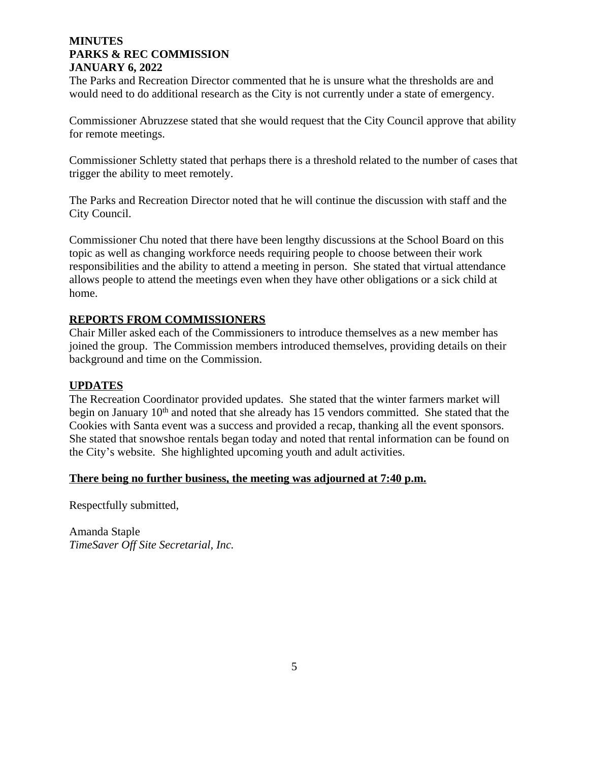The Parks and Recreation Director commented that he is unsure what the thresholds are and would need to do additional research as the City is not currently under a state of emergency.

Commissioner Abruzzese stated that she would request that the City Council approve that ability for remote meetings.

Commissioner Schletty stated that perhaps there is a threshold related to the number of cases that trigger the ability to meet remotely.

The Parks and Recreation Director noted that he will continue the discussion with staff and the City Council.

Commissioner Chu noted that there have been lengthy discussions at the School Board on this topic as well as changing workforce needs requiring people to choose between their work responsibilities and the ability to attend a meeting in person. She stated that virtual attendance allows people to attend the meetings even when they have other obligations or a sick child at home.

## REPORTS FROM COMMISSIONERS

Chair Miller asked each of the Commissioners to introduce themselves as a new member has joined the group. The Commission members introduced themselves, providing details on their background and time on the Commission.

## UPDATES

The Recreation Coordinator provided updates. She stated that the winter farmers market will begin on January 10th and noted that she already has 15 vendors committed. She stated that the Cookies with Santa event was a success and provided a recap, thanking all the event sponsors. She stated that snowshoe rentals began today and noted that rental information can be found on the City's website. She highlighted upcoming youth and adult activities.

**There being no further business, the meeting was adjourned at 7:40 p.m.**

Respectfully submitted,

Amanda Staple
*TimeSaver Off Site Secretarial, Inc.*